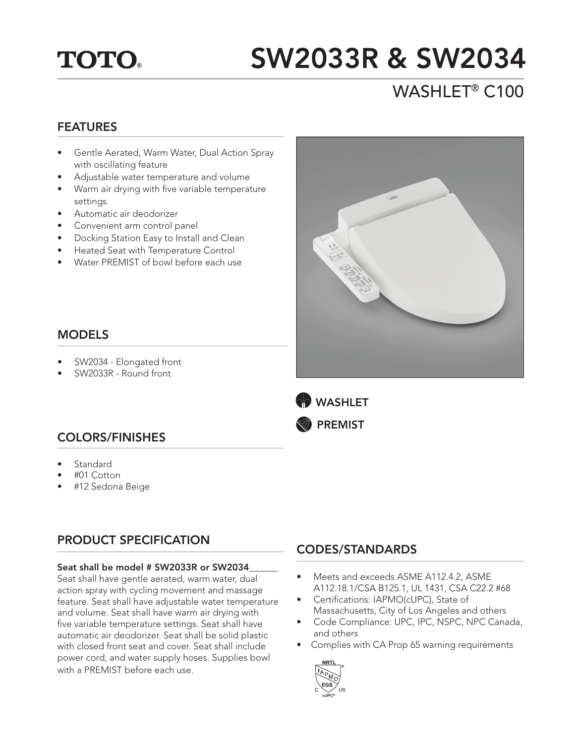TOTO®

# SW2033R & SW2034

## WASHLET® C100

### FEATURES

- Gentle Aerated, Warm Water, Dual Action Spray with oscillating feature
- Adjustable water temperature and volume
- Warm air drying with five variable temperature settings
- Automatic air deodorizer
- Convenient arm control panel
- Docking Station Easy to Install and Clean
- Heated Seat with Temperature Control
- Water PREMIST of bowl before each use

WASHLET

PREMIST

### MODELS

- SW2034 - Elongated front
- SW2033R - Round front

### COLORS/FINISHES

- Standard
- #01 Cotton
- #12 Sedona Beige

### PRODUCT SPECIFICATION

**Seat shall be model # SW2033R or SW2034______**

Seat shall have gentle aerated, warm water, dual action spray with cycling movement and massage feature. Seat shall have adjustable water temperature and volume. Seat shall have warm air drying with five variable temperature settings. Seat shall have automatic air deodorizer. Seat shall be solid plastic with closed front seat and cover. Seat shall include power cord, and water supply hoses. Supplies bowl with a PREMIST before each use.

### CODES/STANDARDS

- Meets and exceeds ASME A112.4.2, ASME A112.18.1/CSA B125.1, UL 1431, CSA C22.2 #68
- Certifications: IAPMO(cUPC), State of Massachusetts, City of Los Angeles and others
- Code Compliance: UPC, IPC, NSPC, NPC Canada, and others
- Complies with CA Prop 65 warning requirements

NRTL IAPMO EGS C US cUPC®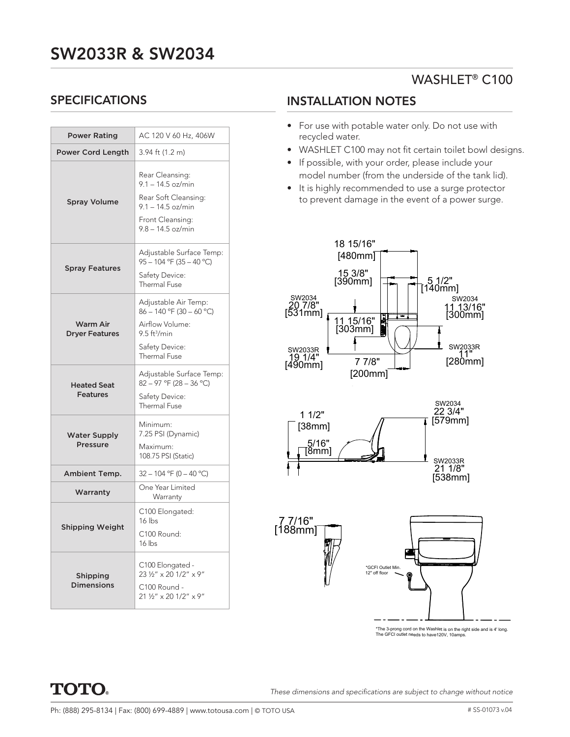# SW2033R & SW2034

## WASHLET® C100

## SPECIFICATIONS

| | |
|---|---|
| Power Rating | AC 120 V 60 Hz, 406W |
| Power Cord Length | 3.94 ft (1.2 m) |
| Spray Volume | Rear Cleansing: 9.1 – 14.5 oz/min<br>Rear Soft Cleansing: 9.1 – 14.5 oz/min<br>Front Cleansing: 9.8 – 14.5 oz/min |
| Spray Features | Adjustable Surface Temp: 95 – 104 °F (35 – 40 °C)<br>Safety Device: Thermal Fuse |
| Warm Air Dryer Features | Adjustable Air Temp: 86 – 140 °F (30 – 60 °C)<br>Airflow Volume: 9.5 ft³/min<br>Safety Device: Thermal Fuse |
| Heated Seat Features | Adjustable Surface Temp: 82 – 97 °F (28 – 36 °C)<br>Safety Device: Thermal Fuse |
| Water Supply Pressure | Minimum: 7.25 PSI (Dynamic)<br>Maximum: 108.75 PSI (Static) |
| Ambient Temp. | 32 – 104 °F (0 – 40 °C) |
| Warranty | One Year Limited Warranty |
| Shipping Weight | C100 Elongated: 16 lbs<br>C100 Round: 16 lbs |
| Shipping Dimensions | C100 Elongated - 23 ½" x 20 1/2" x 9"<br>C100 Round - 21 ½" x 20 1/2" x 9" |

## INSTALLATION NOTES

- For use with potable water only. Do not use with recycled water.
- WASHLET C100 may not fit certain toilet bowl designs.
- If possible, with your order, please include your model number (from the underside of the tank lid).
- It is highly recommended to use a surge protector to prevent damage in the event of a power surge.

18 15/16" [480mm]
15 3/8" [390mm]
5 1/2" [140mm]
SW2034 20 7/8" [531mm]
11 15/16" [303mm]
SW2034 11 13/16" [300mm]
SW2033R 19 1/4" [490mm]
7 7/8" [200mm]
SW2033R 11" [280mm]

1 1/2" [38mm]
5/16" [8mm]
SW2034 22 3/4" [579mm]
SW2033R 21 1/8" [538mm]

7 7/16" [188mm]

*GCFI Outlet Min. 12" off floor

*The 3-prong cord on the Washlet is on the right side and is 4' long. The GFCI outlet needs to have120V, 10amps.

*These dimensions and specifications are subject to change without notice*

Ph: (888) 295-8134 | Fax: (800) 699-4889 | www.totousa.com | © TOTO USA

# SS-01073 v.04